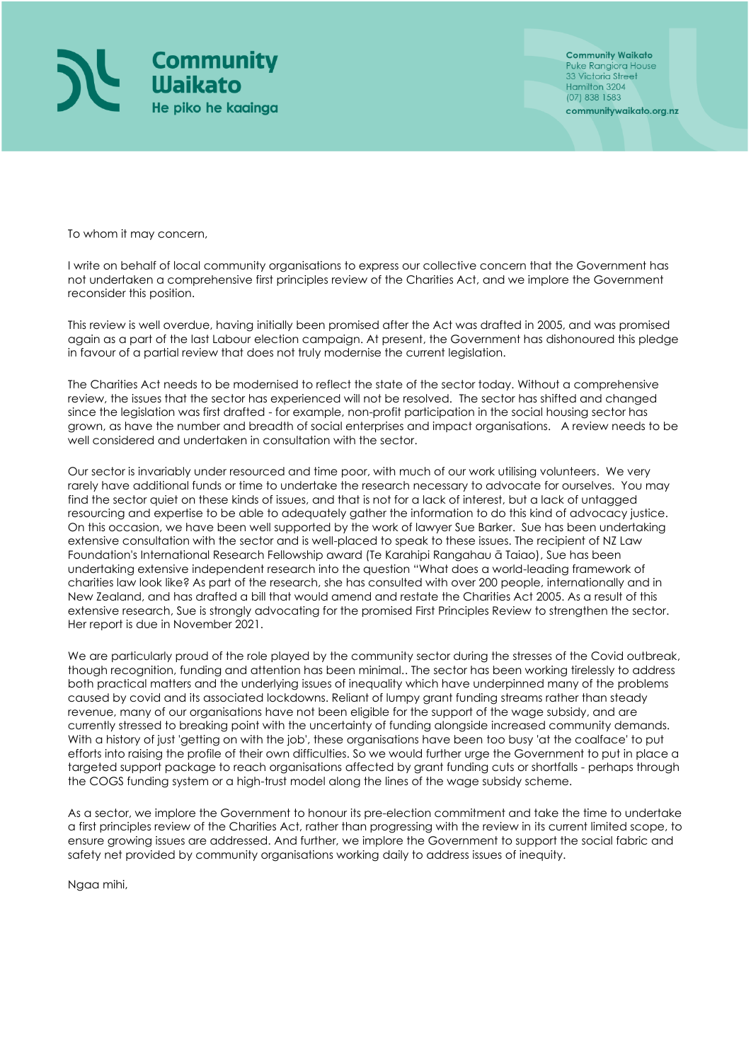**Community Waikato**
He piko he kaainga

Community Waikato
Puke Rangiora House
33 Victoria Street
Hamilton 3204
(07) 838 1583
communitywaikato.org.nz

To whom it may concern,

I write on behalf of local community organisations to express our collective concern that the Government has not undertaken a comprehensive first principles review of the Charities Act, and we implore the Government reconsider this position.

This review is well overdue, having initially been promised after the Act was drafted in 2005, and was promised again as a part of the last Labour election campaign. At present, the Government has dishonoured this pledge in favour of a partial review that does not truly modernise the current legislation.

The Charities Act needs to be modernised to reflect the state of the sector today. Without a comprehensive review, the issues that the sector has experienced will not be resolved. The sector has shifted and changed since the legislation was first drafted - for example, non-profit participation in the social housing sector has grown, as have the number and breadth of social enterprises and impact organisations. A review needs to be well considered and undertaken in consultation with the sector.

Our sector is invariably under resourced and time poor, with much of our work utilising volunteers. We very rarely have additional funds or time to undertake the research necessary to advocate for ourselves. You may find the sector quiet on these kinds of issues, and that is not for a lack of interest, but a lack of untagged resourcing and expertise to be able to adequately gather the information to do this kind of advocacy justice. On this occasion, we have been well supported by the work of lawyer Sue Barker. Sue has been undertaking extensive consultation with the sector and is well-placed to speak to these issues. The recipient of NZ Law Foundation's International Research Fellowship award (Te Karahipi Rangahau ā Taiao), Sue has been undertaking extensive independent research into the question "What does a world-leading framework of charities law look like? As part of the research, she has consulted with over 200 people, internationally and in New Zealand, and has drafted a bill that would amend and restate the Charities Act 2005. As a result of this extensive research, Sue is strongly advocating for the promised First Principles Review to strengthen the sector. Her report is due in November 2021.

We are particularly proud of the role played by the community sector during the stresses of the Covid outbreak, though recognition, funding and attention has been minimal.. The sector has been working tirelessly to address both practical matters and the underlying issues of inequality which have underpinned many of the problems caused by covid and its associated lockdowns. Reliant of lumpy grant funding streams rather than steady revenue, many of our organisations have not been eligible for the support of the wage subsidy, and are currently stressed to breaking point with the uncertainty of funding alongside increased community demands. With a history of just 'getting on with the job', these organisations have been too busy 'at the coalface' to put efforts into raising the profile of their own difficulties. So we would further urge the Government to put in place a targeted support package to reach organisations affected by grant funding cuts or shortfalls - perhaps through the COGS funding system or a high-trust model along the lines of the wage subsidy scheme.

As a sector, we implore the Government to honour its pre-election commitment and take the time to undertake a first principles review of the Charities Act, rather than progressing with the review in its current limited scope, to ensure growing issues are addressed. And further, we implore the Government to support the social fabric and safety net provided by community organisations working daily to address issues of inequity.

Ngaa mihi,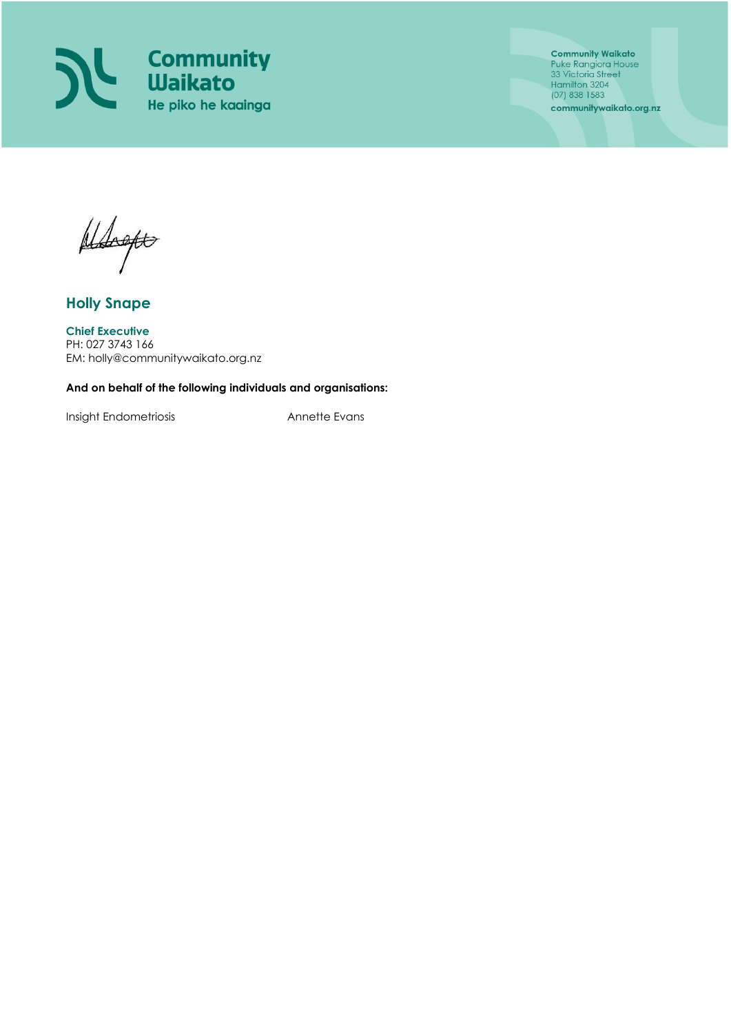**Holly Snape**

**Chief Executive**
PH: 027 3743 166
EM: holly@communitywaikato.org.nz

**And on behalf of the following individuals and organisations:**

| | |
|---|---|
| Insight Endometriosis | Annette Evans |